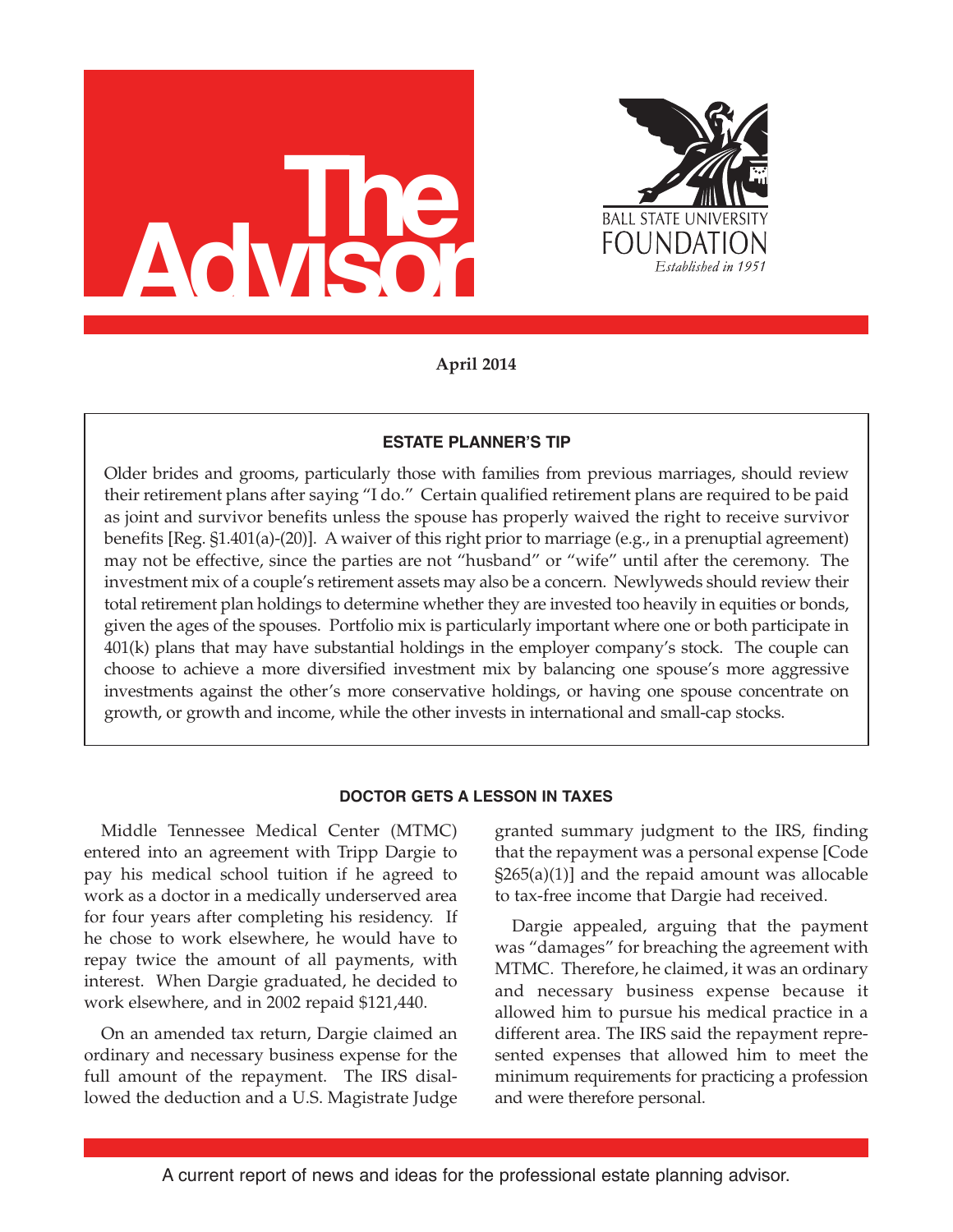# The Advisor

BALL STATE UNIVERSITY FOUNDATION
*Established in 1951*

**April 2014**

### ESTATE PLANNER'S TIP

Older brides and grooms, particularly those with families from previous marriages, should review their retirement plans after saying "I do." Certain qualified retirement plans are required to be paid as joint and survivor benefits unless the spouse has properly waived the right to receive survivor benefits [Reg. §1.401(a)-(20)]. A waiver of this right prior to marriage (e.g., in a prenuptial agreement) may not be effective, since the parties are not "husband" or "wife" until after the ceremony. The investment mix of a couple's retirement assets may also be a concern. Newlyweds should review their total retirement plan holdings to determine whether they are invested too heavily in equities or bonds, given the ages of the spouses. Portfolio mix is particularly important where one or both participate in 401(k) plans that may have substantial holdings in the employer company's stock. The couple can choose to achieve a more diversified investment mix by balancing one spouse's more aggressive investments against the other's more conservative holdings, or having one spouse concentrate on growth, or growth and income, while the other invests in international and small-cap stocks.

### DOCTOR GETS A LESSON IN TAXES

Middle Tennessee Medical Center (MTMC) entered into an agreement with Tripp Dargie to pay his medical school tuition if he agreed to work as a doctor in a medically underserved area for four years after completing his residency. If he chose to work elsewhere, he would have to repay twice the amount of all payments, with interest. When Dargie graduated, he decided to work elsewhere, and in 2002 repaid $121,440.

On an amended tax return, Dargie claimed an ordinary and necessary business expense for the full amount of the repayment. The IRS disallowed the deduction and a U.S. Magistrate Judge granted summary judgment to the IRS, finding that the repayment was a personal expense [Code §265(a)(1)] and the repaid amount was allocable to tax-free income that Dargie had received.

Dargie appealed, arguing that the payment was "damages" for breaching the agreement with MTMC. Therefore, he claimed, it was an ordinary and necessary business expense because it allowed him to pursue his medical practice in a different area. The IRS said the repayment represented expenses that allowed him to meet the minimum requirements for practicing a profession and were therefore personal.

A current report of news and ideas for the professional estate planning advisor.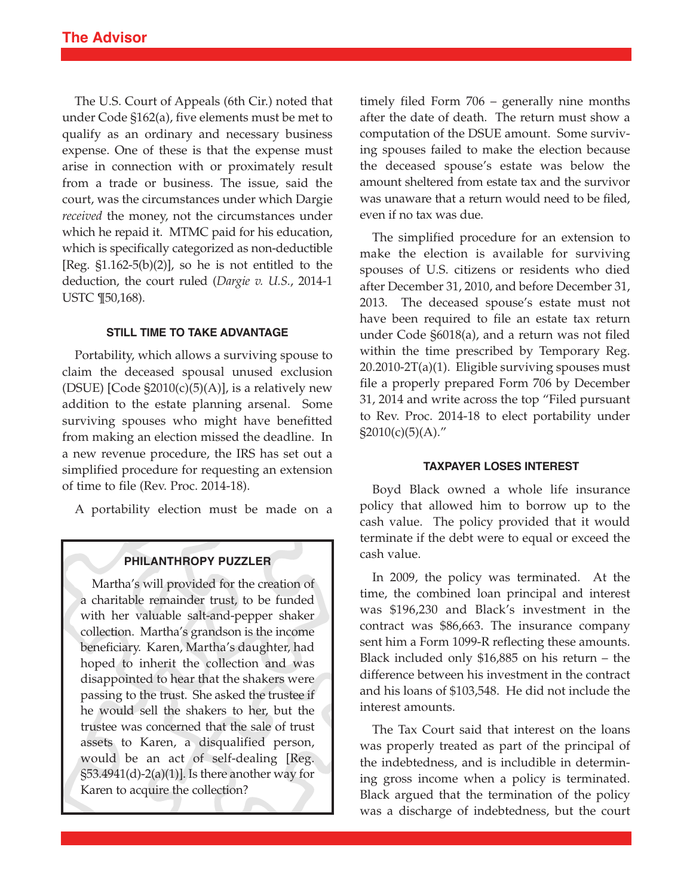The U.S. Court of Appeals (6th Cir.) noted that under Code §162(a), five elements must be met to qualify as an ordinary and necessary business expense. One of these is that the expense must arise in connection with or proximately result from a trade or business. The issue, said the court, was the circumstances under which Dargie *received* the money, not the circumstances under which he repaid it. MTMC paid for his education, which is specifically categorized as non-deductible [Reg. §1.162-5(b)(2)], so he is not entitled to the deduction, the court ruled (*Dargie v. U.S.*, 2014-1 USTC ¶50,168).

#### STILL TIME TO TAKE ADVANTAGE

Portability, which allows a surviving spouse to claim the deceased spousal unused exclusion (DSUE) [Code §2010(c)(5)(A)], is a relatively new addition to the estate planning arsenal. Some surviving spouses who might have benefitted from making an election missed the deadline. In a new revenue procedure, the IRS has set out a simplified procedure for requesting an extension of time to file (Rev. Proc. 2014-18).

A portability election must be made on a timely filed Form 706 – generally nine months after the date of death. The return must show a computation of the DSUE amount. Some surviving spouses failed to make the election because the deceased spouse's estate was below the amount sheltered from estate tax and the survivor was unaware that a return would need to be filed, even if no tax was due.

The simplified procedure for an extension to make the election is available for surviving spouses of U.S. citizens or residents who died after December 31, 2010, and before December 31, 2013. The deceased spouse's estate must not have been required to file an estate tax return under Code §6018(a), and a return was not filed within the time prescribed by Temporary Reg. 20.2010-2T(a)(1). Eligible surviving spouses must file a properly prepared Form 706 by December 31, 2014 and write across the top "Filed pursuant to Rev. Proc. 2014-18 to elect portability under §2010(c)(5)(A)."

#### PHILANTHROPY PUZZLER

Martha's will provided for the creation of a charitable remainder trust, to be funded with her valuable salt-and-pepper shaker collection. Martha's grandson is the income beneficiary. Karen, Martha's daughter, had hoped to inherit the collection and was disappointed to hear that the shakers were passing to the trust. She asked the trustee if he would sell the shakers to her, but the trustee was concerned that the sale of trust assets to Karen, a disqualified person, would be an act of self-dealing [Reg. §53.4941(d)-2(a)(1)]. Is there another way for Karen to acquire the collection?

#### TAXPAYER LOSES INTEREST

Boyd Black owned a whole life insurance policy that allowed him to borrow up to the cash value. The policy provided that it would terminate if the debt were to equal or exceed the cash value.

In 2009, the policy was terminated. At the time, the combined loan principal and interest was $196,230 and Black's investment in the contract was $86,663. The insurance company sent him a Form 1099-R reflecting these amounts. Black included only $16,885 on his return – the difference between his investment in the contract and his loans of $103,548. He did not include the interest amounts.

The Tax Court said that interest on the loans was properly treated as part of the principal of the indebtedness, and is includible in determining gross income when a policy is terminated. Black argued that the termination of the policy was a discharge of indebtedness, but the court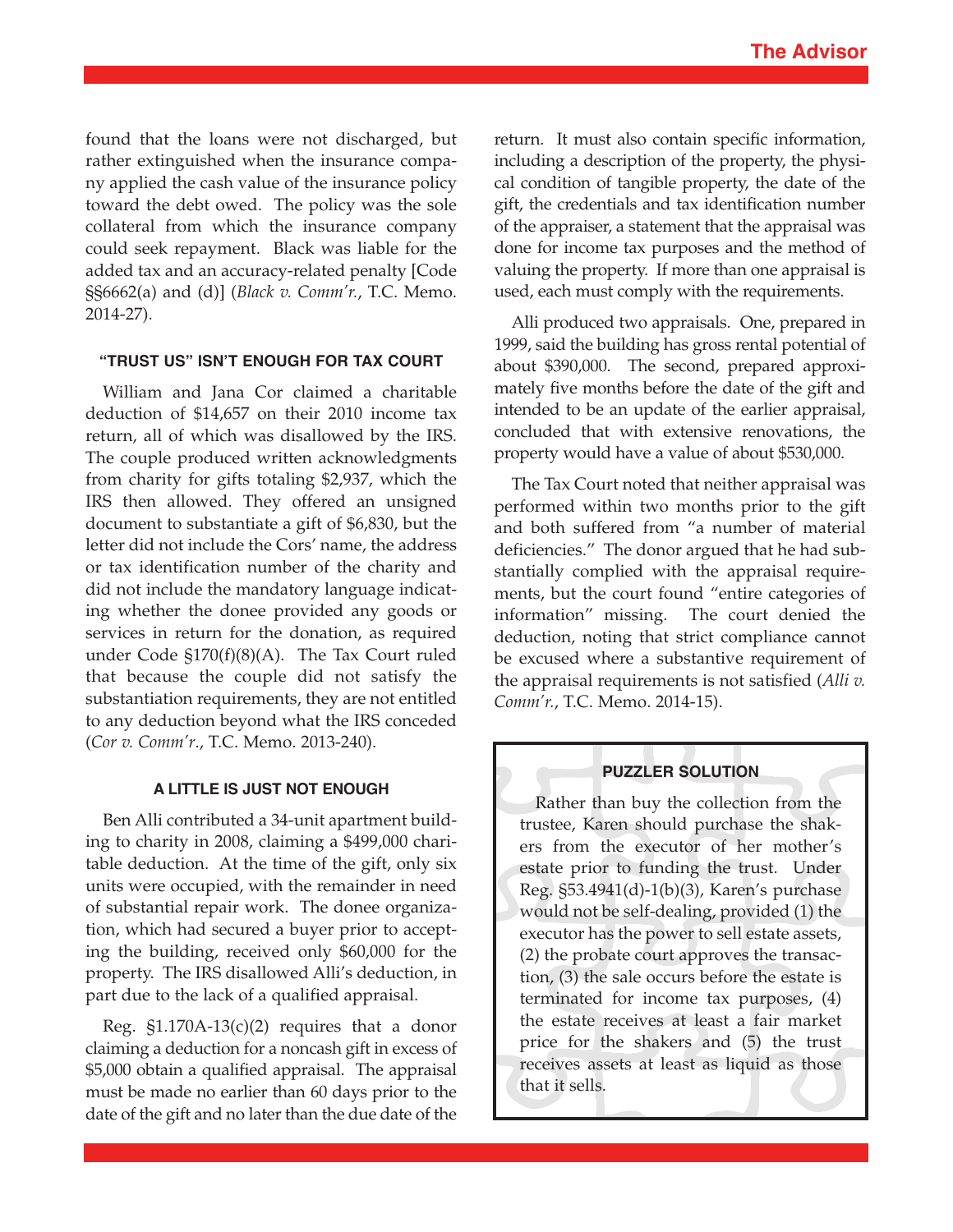found that the loans were not discharged, but rather extinguished when the insurance company applied the cash value of the insurance policy toward the debt owed. The policy was the sole collateral from which the insurance company could seek repayment. Black was liable for the added tax and an accuracy-related penalty [Code §§6662(a) and (d)] (*Black v. Comm'r.*, T.C. Memo. 2014-27).

### "TRUST US" ISN'T ENOUGH FOR TAX COURT

William and Jana Cor claimed a charitable deduction of $14,657 on their 2010 income tax return, all of which was disallowed by the IRS. The couple produced written acknowledgments from charity for gifts totaling $2,937, which the IRS then allowed. They offered an unsigned document to substantiate a gift of $6,830, but the letter did not include the Cors' name, the address or tax identification number of the charity and did not include the mandatory language indicating whether the donee provided any goods or services in return for the donation, as required under Code §170(f)(8)(A). The Tax Court ruled that because the couple did not satisfy the substantiation requirements, they are not entitled to any deduction beyond what the IRS conceded (*Cor v. Comm'r.*, T.C. Memo. 2013-240).

### A LITTLE IS JUST NOT ENOUGH

Ben Alli contributed a 34-unit apartment building to charity in 2008, claiming a $499,000 charitable deduction. At the time of the gift, only six units were occupied, with the remainder in need of substantial repair work. The donee organization, which had secured a buyer prior to accepting the building, received only $60,000 for the property. The IRS disallowed Alli's deduction, in part due to the lack of a qualified appraisal.

Reg. §1.170A-13(c)(2) requires that a donor claiming a deduction for a noncash gift in excess of $5,000 obtain a qualified appraisal. The appraisal must be made no earlier than 60 days prior to the date of the gift and no later than the due date of the return. It must also contain specific information, including a description of the property, the physical condition of tangible property, the date of the gift, the credentials and tax identification number of the appraiser, a statement that the appraisal was done for income tax purposes and the method of valuing the property. If more than one appraisal is used, each must comply with the requirements.

Alli produced two appraisals. One, prepared in 1999, said the building has gross rental potential of about $390,000. The second, prepared approximately five months before the date of the gift and intended to be an update of the earlier appraisal, concluded that with extensive renovations, the property would have a value of about $530,000.

The Tax Court noted that neither appraisal was performed within two months prior to the gift and both suffered from "a number of material deficiencies." The donor argued that he had substantially complied with the appraisal requirements, but the court found "entire categories of information" missing. The court denied the deduction, noting that strict compliance cannot be excused where a substantive requirement of the appraisal requirements is not satisfied (*Alli v. Comm'r.*, T.C. Memo. 2014-15).

### PUZZLER SOLUTION

Rather than buy the collection from the trustee, Karen should purchase the shakers from the executor of her mother's estate prior to funding the trust. Under Reg. §53.4941(d)-1(b)(3), Karen's purchase would not be self-dealing, provided (1) the executor has the power to sell estate assets, (2) the probate court approves the transaction, (3) the sale occurs before the estate is terminated for income tax purposes, (4) the estate receives at least a fair market price for the shakers and (5) the trust receives assets at least as liquid as those that it sells.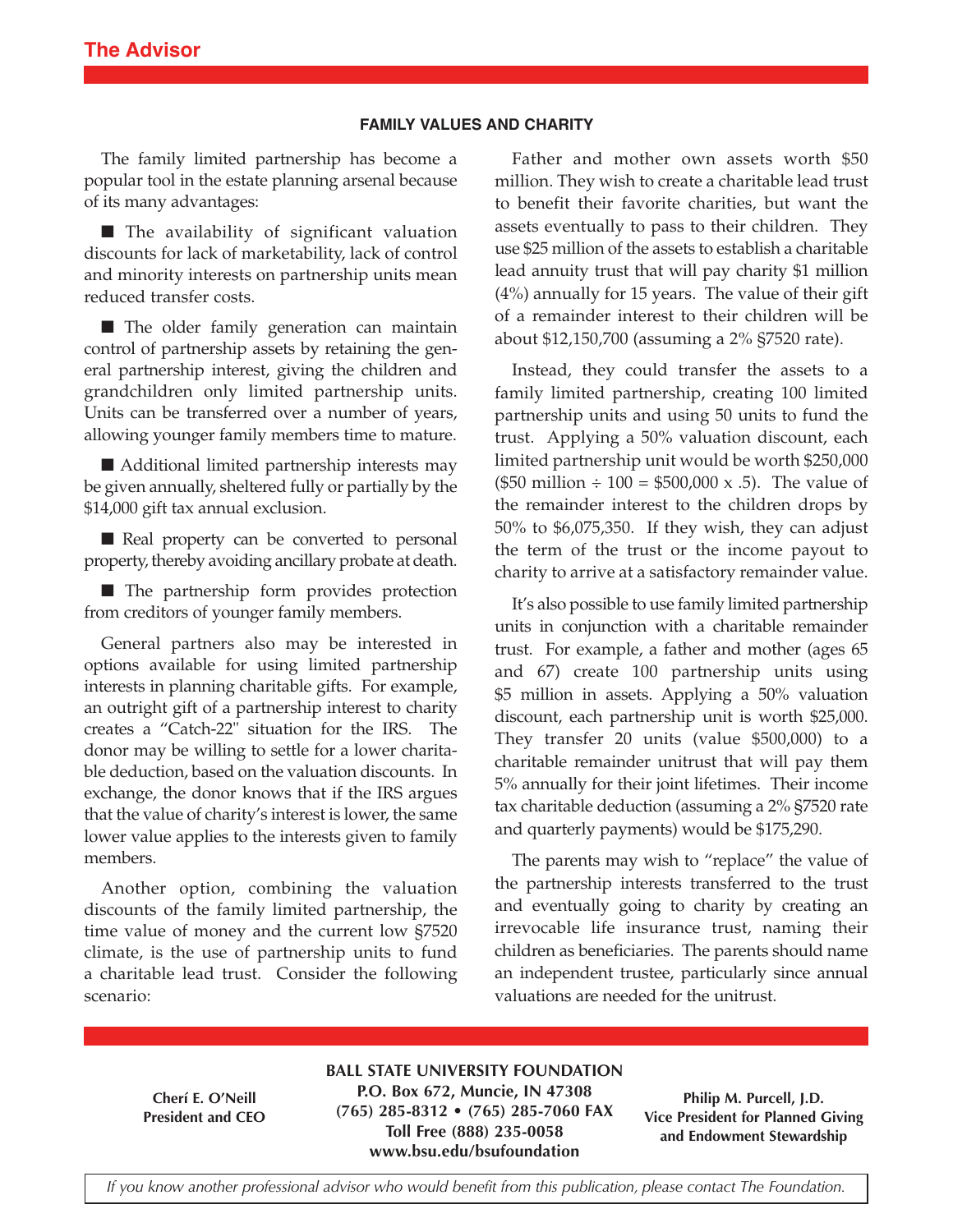## FAMILY VALUES AND CHARITY

The family limited partnership has become a popular tool in the estate planning arsenal because of its many advantages:

- The availability of significant valuation discounts for lack of marketability, lack of control and minority interests on partnership units mean reduced transfer costs.
- The older family generation can maintain control of partnership assets by retaining the general partnership interest, giving the children and grandchildren only limited partnership units. Units can be transferred over a number of years, allowing younger family members time to mature.
- Additional limited partnership interests may be given annually, sheltered fully or partially by the $14,000 gift tax annual exclusion.
- Real property can be converted to personal property, thereby avoiding ancillary probate at death.
- The partnership form provides protection from creditors of younger family members.

General partners also may be interested in options available for using limited partnership interests in planning charitable gifts. For example, an outright gift of a partnership interest to charity creates a "Catch-22" situation for the IRS. The donor may be willing to settle for a lower charitable deduction, based on the valuation discounts. In exchange, the donor knows that if the IRS argues that the value of charity's interest is lower, the same lower value applies to the interests given to family members.

Another option, combining the valuation discounts of the family limited partnership, the time value of money and the current low §7520 climate, is the use of partnership units to fund a charitable lead trust. Consider the following scenario:

Father and mother own assets worth $50 million. They wish to create a charitable lead trust to benefit their favorite charities, but want the assets eventually to pass to their children. They use $25 million of the assets to establish a charitable lead annuity trust that will pay charity $1 million (4%) annually for 15 years. The value of their gift of a remainder interest to their children will be about $12,150,700 (assuming a 2% §7520 rate).

Instead, they could transfer the assets to a family limited partnership, creating 100 limited partnership units and using 50 units to fund the trust. Applying a 50% valuation discount, each limited partnership unit would be worth $250,000 ($50 million ÷ 100 = $500,000 x .5). The value of the remainder interest to the children drops by 50% to $6,075,350. If they wish, they can adjust the term of the trust or the income payout to charity to arrive at a satisfactory remainder value.

It's also possible to use family limited partnership units in conjunction with a charitable remainder trust. For example, a father and mother (ages 65 and 67) create 100 partnership units using $5 million in assets. Applying a 50% valuation discount, each partnership unit is worth $25,000. They transfer 20 units (value $500,000) to a charitable remainder unitrust that will pay them 5% annually for their joint lifetimes. Their income tax charitable deduction (assuming a 2% §7520 rate and quarterly payments) would be $175,290.

The parents may wish to "replace" the value of the partnership interests transferred to the trust and eventually going to charity by creating an irrevocable life insurance trust, naming their children as beneficiaries. The parents should name an independent trustee, particularly since annual valuations are needed for the unitrust.

**Cherí E. O'Neill**
**President and CEO**

**BALL STATE UNIVERSITY FOUNDATION**
**P.O. Box 672, Muncie, IN 47308**
**(765) 285-8312 • (765) 285-7060 FAX**
**Toll Free (888) 235-0058**
**www.bsu.edu/bsufoundation**

**Philip M. Purcell, J.D.**
**Vice President for Planned Giving and Endowment Stewardship**

*If you know another professional advisor who would benefit from this publication, please contact The Foundation.*